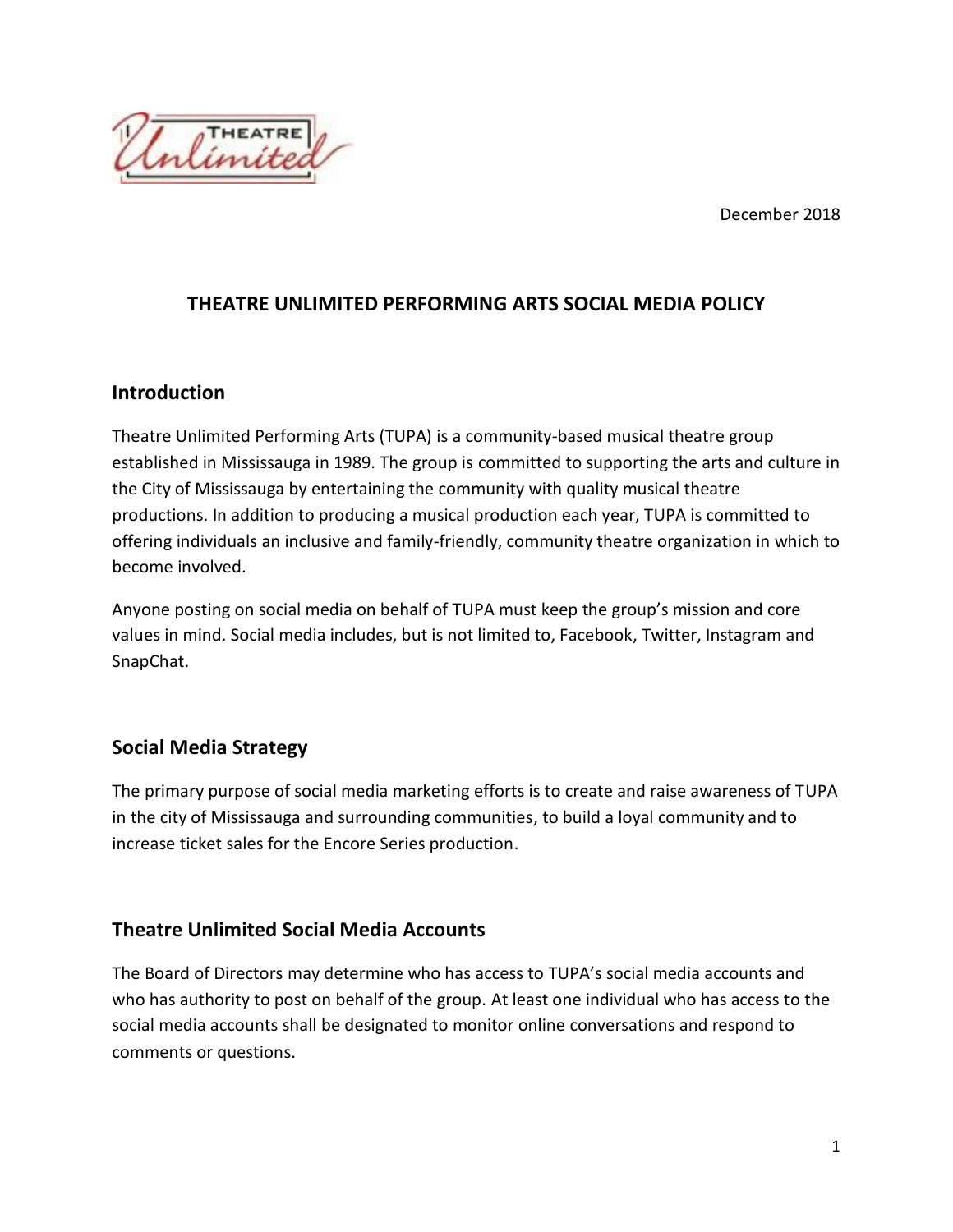December 2018

# THEATRE UNLIMITED PERFORMING ARTS SOCIAL MEDIA POLICY

## Introduction

Theatre Unlimited Performing Arts (TUPA) is a community-based musical theatre group established in Mississauga in 1989. The group is committed to supporting the arts and culture in the City of Mississauga by entertaining the community with quality musical theatre productions. In addition to producing a musical production each year, TUPA is committed to offering individuals an inclusive and family-friendly, community theatre organization in which to become involved.

Anyone posting on social media on behalf of TUPA must keep the group's mission and core values in mind. Social media includes, but is not limited to, Facebook, Twitter, Instagram and SnapChat.

## Social Media Strategy

The primary purpose of social media marketing efforts is to create and raise awareness of TUPA in the city of Mississauga and surrounding communities, to build a loyal community and to increase ticket sales for the Encore Series production.

## Theatre Unlimited Social Media Accounts

The Board of Directors may determine who has access to TUPA's social media accounts and who has authority to post on behalf of the group. At least one individual who has access to the social media accounts shall be designated to monitor online conversations and respond to comments or questions.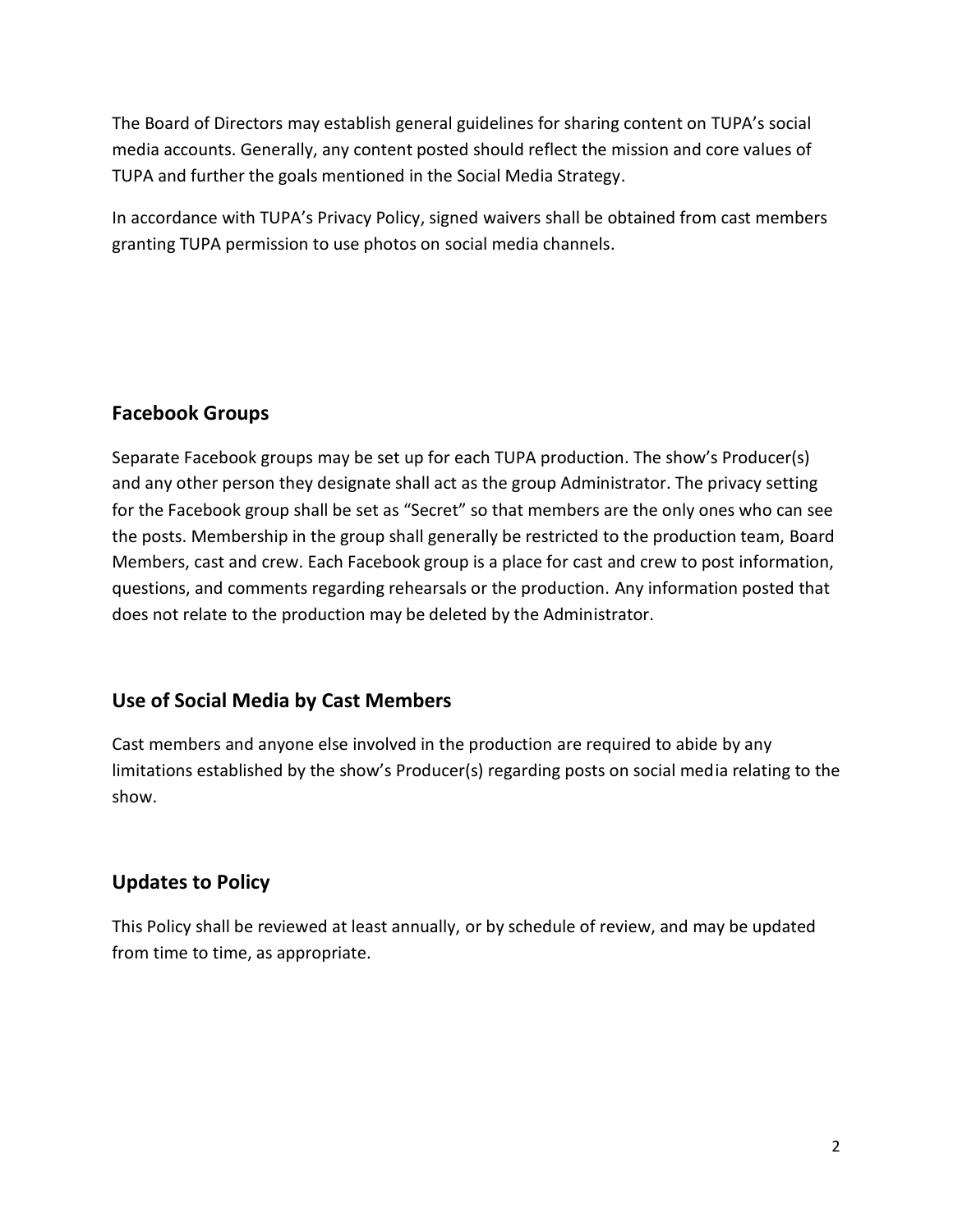The Board of Directors may establish general guidelines for sharing content on TUPA's social media accounts. Generally, any content posted should reflect the mission and core values of TUPA and further the goals mentioned in the Social Media Strategy.

In accordance with TUPA's Privacy Policy, signed waivers shall be obtained from cast members granting TUPA permission to use photos on social media channels.

## Facebook Groups

Separate Facebook groups may be set up for each TUPA production. The show's Producer(s) and any other person they designate shall act as the group Administrator. The privacy setting for the Facebook group shall be set as "Secret" so that members are the only ones who can see the posts. Membership in the group shall generally be restricted to the production team, Board Members, cast and crew. Each Facebook group is a place for cast and crew to post information, questions, and comments regarding rehearsals or the production. Any information posted that does not relate to the production may be deleted by the Administrator.

## Use of Social Media by Cast Members

Cast members and anyone else involved in the production are required to abide by any limitations established by the show's Producer(s) regarding posts on social media relating to the show.

## Updates to Policy

This Policy shall be reviewed at least annually, or by schedule of review, and may be updated from time to time, as appropriate.